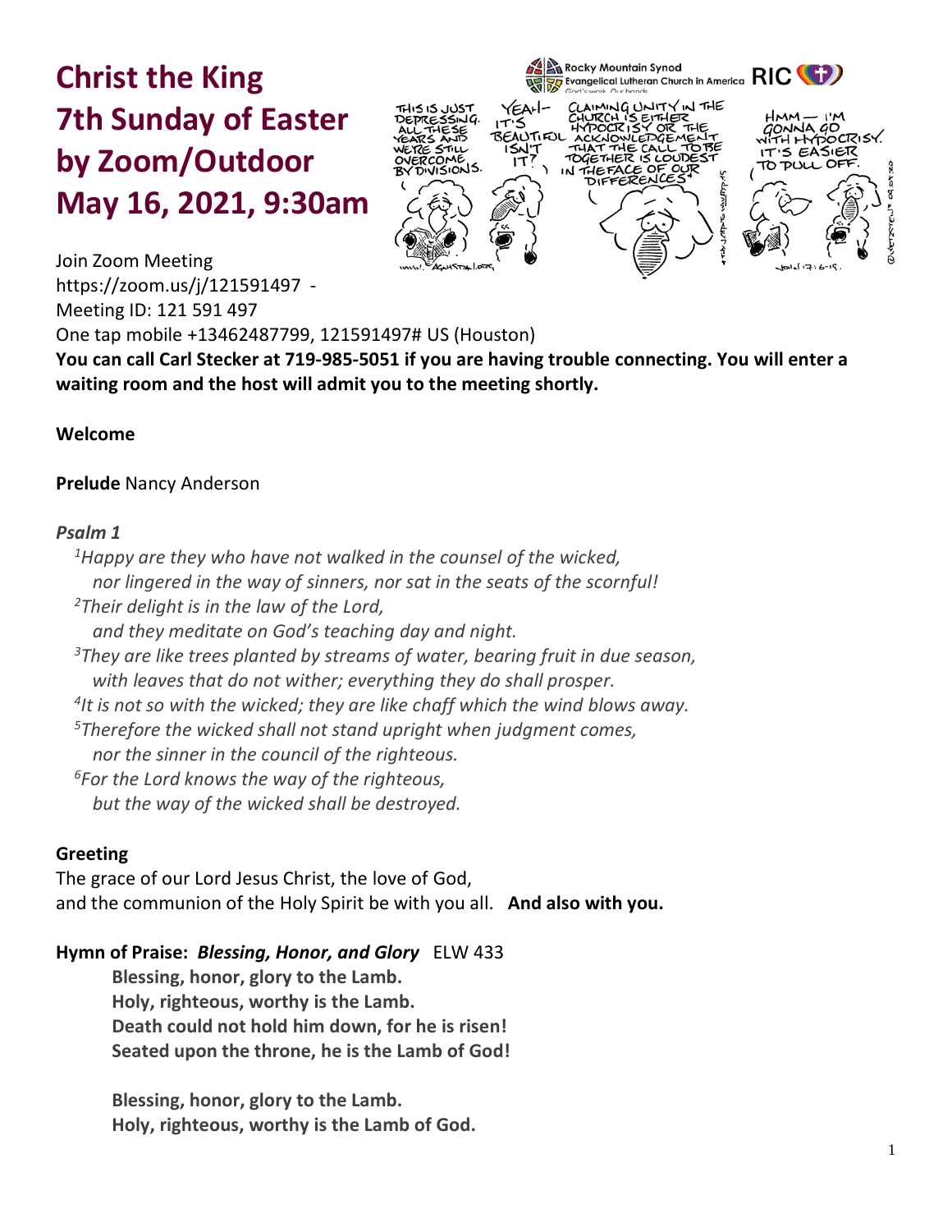# Christ the King
# 7th Sunday of Easter
# by Zoom/Outdoor
# May 16, 2021, 9:30am

Join Zoom Meeting
https://zoom.us/j/121591497 -
Meeting ID: 121 591 497
One tap mobile +13462487799, 121591497# US (Houston)
**You can call Carl Stecker at 719-985-5051 if you are having trouble connecting. You will enter a waiting room and the host will admit you to the meeting shortly.**

**Welcome**

**Prelude** Nancy Anderson

***Psalm 1***

*[1]Happy are they who have not walked in the counsel of the wicked,*
*nor lingered in the way of sinners, nor sat in the seats of the scornful!*
*[2]Their delight is in the law of the Lord,*
*and they meditate on God's teaching day and night.*
*[3]They are like trees planted by streams of water, bearing fruit in due season,*
*with leaves that do not wither; everything they do shall prosper.*
*[4]It is not so with the wicked; they are like chaff which the wind blows away.*
*[5]Therefore the wicked shall not stand upright when judgment comes,*
*nor the sinner in the council of the righteous.*
*[6]For the Lord knows the way of the righteous,*
*but the way of the wicked shall be destroyed.*

**Greeting**
The grace of our Lord Jesus Christ, the love of God,
and the communion of the Holy Spirit be with you all. **And also with you.**

**Hymn of Praise: *Blessing, Honor, and Glory*** ELW 433

**Blessing, honor, glory to the Lamb.**
**Holy, righteous, worthy is the Lamb.**
**Death could not hold him down, for he is risen!**
**Seated upon the throne, he is the Lamb of God!**

**Blessing, honor, glory to the Lamb.**
**Holy, righteous, worthy is the Lamb of God.**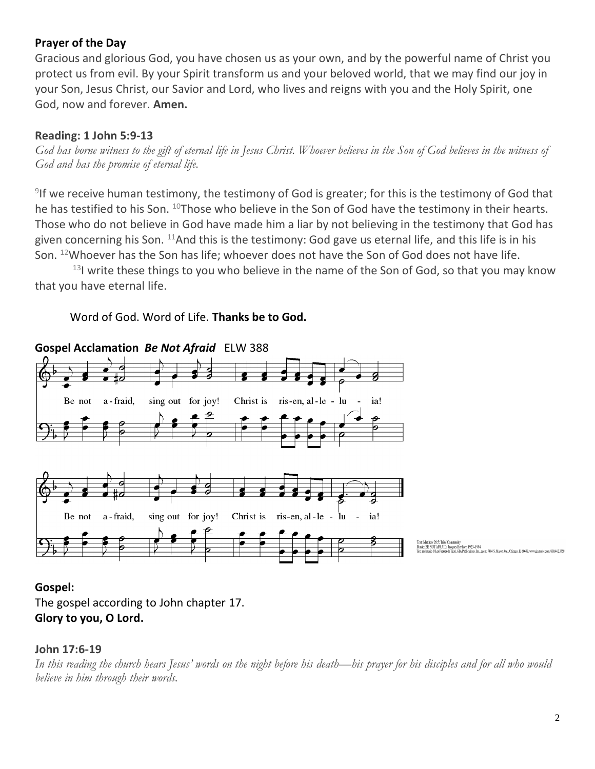**Prayer of the Day**

Gracious and glorious God, you have chosen us as your own, and by the powerful name of Christ you protect us from evil. By your Spirit transform us and your beloved world, that we may find our joy in your Son, Jesus Christ, our Savior and Lord, who lives and reigns with you and the Holy Spirit, one God, now and forever. **Amen.**

**Reading: 1 John 5:9-13**

*God has borne witness to the gift of eternal life in Jesus Christ. Whoever believes in the Son of God believes in the witness of God and has the promise of eternal life.*

[9]If we receive human testimony, the testimony of God is greater; for this is the testimony of God that he has testified to his Son. [10]Those who believe in the Son of God have the testimony in their hearts. Those who do not believe in God have made him a liar by not believing in the testimony that God has given concerning his Son. [11]And this is the testimony: God gave us eternal life, and this life is in his Son. [12]Whoever has the Son has life; whoever does not have the Son of God does not have life.

[13]I write these things to you who believe in the name of the Son of God, so that you may know that you have eternal life.

Word of God. Word of Life. **Thanks be to God.**

**Gospel Acclamation** ***Be Not Afraid*** ELW 388

Be not afraid, sing out for joy! Christ is risen, alleluia!

Be not afraid, sing out for joy! Christ is risen, alleluia!

Text: Matthew 28:5; Taizé Community
Music: BE NOT AFRAID, Jacques Berthier, 1923–1994
Text and music © Les Presses de Taizé, GIA Publications, Inc., agent. 7404 S. Mason Ave., Chicago, IL 60638. www.giamusic.com. 800.442.3358.

**Gospel:**

The gospel according to John chapter 17.

**Glory to you, O Lord.**

**John 17:6-19**

*In this reading the church hears Jesus' words on the night before his death—his prayer for his disciples and for all who would believe in him through their words.*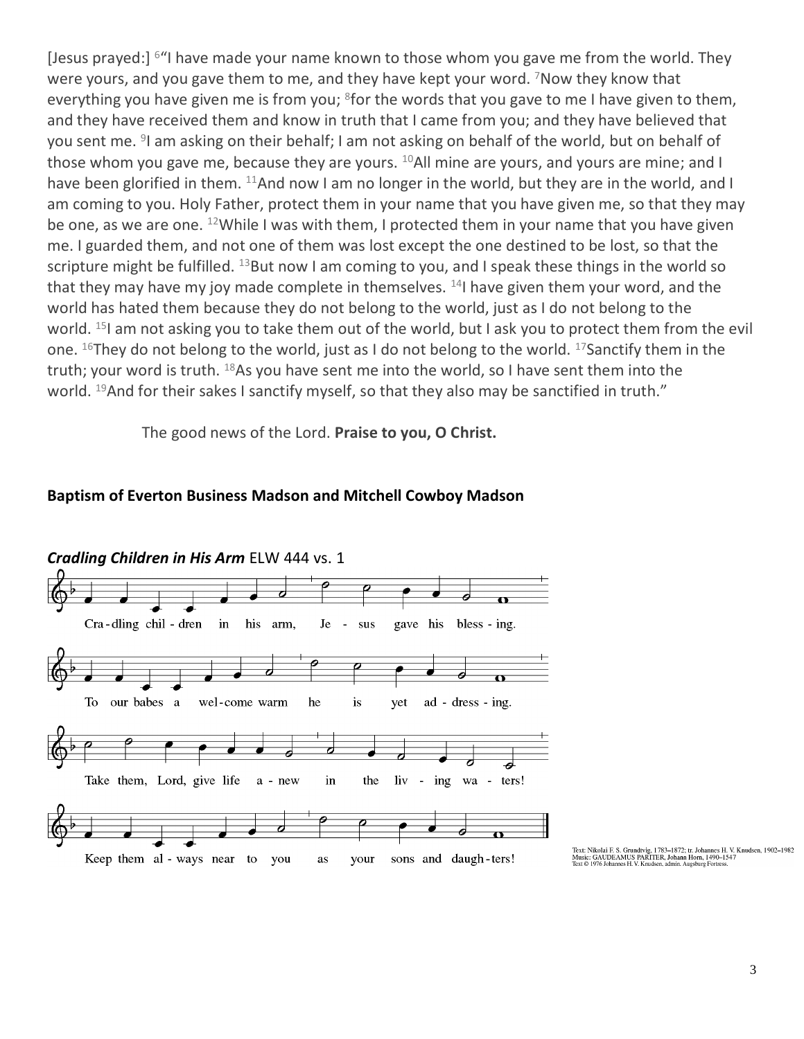[Jesus prayed:] [6]"I have made your name known to those whom you gave me from the world. They were yours, and you gave them to me, and they have kept your word. [7]Now they know that everything you have given me is from you; [8]for the words that you gave to me I have given to them, and they have received them and know in truth that I came from you; and they have believed that you sent me. [9]I am asking on their behalf; I am not asking on behalf of the world, but on behalf of those whom you gave me, because they are yours. [10]All mine are yours, and yours are mine; and I have been glorified in them. [11]And now I am no longer in the world, but they are in the world, and I am coming to you. Holy Father, protect them in your name that you have given me, so that they may be one, as we are one. [12]While I was with them, I protected them in your name that you have given me. I guarded them, and not one of them was lost except the one destined to be lost, so that the scripture might be fulfilled. [13]But now I am coming to you, and I speak these things in the world so that they may have my joy made complete in themselves. [14]I have given them your word, and the world has hated them because they do not belong to the world, just as I do not belong to the world. [15]I am not asking you to take them out of the world, but I ask you to protect them from the evil one. [16]They do not belong to the world, just as I do not belong to the world. [17]Sanctify them in the truth; your word is truth. [18]As you have sent me into the world, so I have sent them into the world. [19]And for their sakes I sanctify myself, so that they also may be sanctified in truth."

The good news of the Lord. **Praise to you, O Christ.**

**Baptism of Everton Business Madson and Mitchell Cowboy Madson**

***Cradling Children in His Arm*** ELW 444 vs. 1

Cradling children in his arm, Jesus gave his blessing.
To our babes a welcome warm he is yet addressing.
Take them, Lord, give life anew in the living waters!
Keep them always near to you as your sons and daughters!

Text: Nikolai F. S. Grundtvig, 1783–1872; tr. Johannes H. V. Knudsen, 1902–1982
Music: GAUDEAMUS PARITER, Johann Horn, 1490–1547
Text © 1976 Johannes H. V. Knudsen, admin. Augsburg Fortress.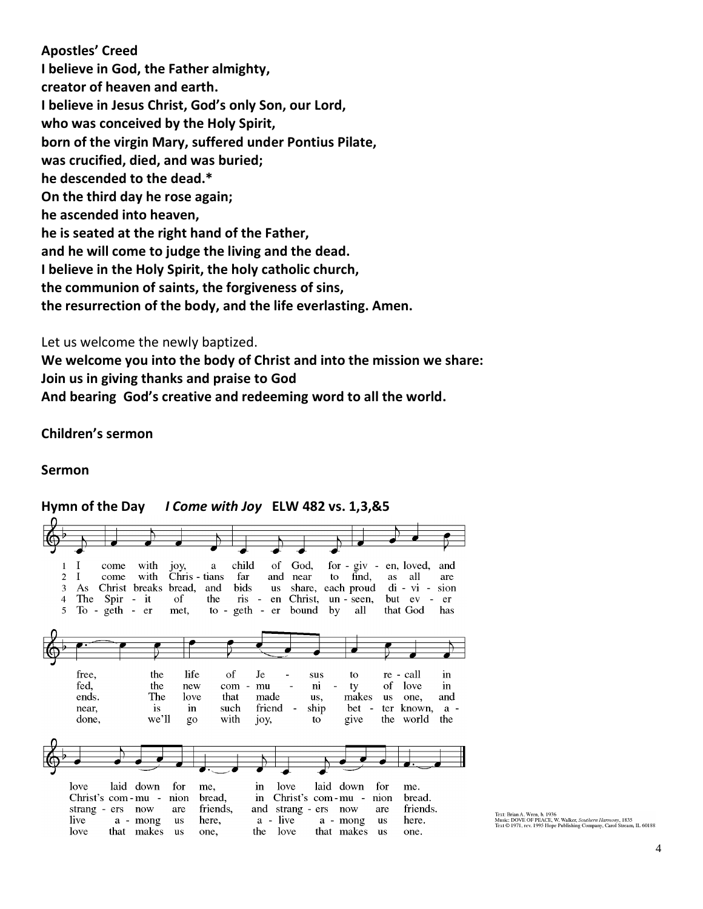**Apostles' Creed**
**I believe in God, the Father almighty,**
**creator of heaven and earth.**
**I believe in Jesus Christ, God's only Son, our Lord,**
**who was conceived by the Holy Spirit,**
**born of the virgin Mary, suffered under Pontius Pilate,**
**was crucified, died, and was buried;**
**he descended to the dead.***
**On the third day he rose again;**
**he ascended into heaven,**
**he is seated at the right hand of the Father,**
**and he will come to judge the living and the dead.**
**I believe in the Holy Spirit, the holy catholic church,**
**the communion of saints, the forgiveness of sins,**
**the resurrection of the body, and the life everlasting. Amen.**

Let us welcome the newly baptized.
**We welcome you into the body of Christ and into the mission we share:**
**Join us in giving thanks and praise to God**
**And bearing God's creative and redeeming word to all the world.**

**Children's sermon**

**Sermon**

**Hymn of the Day** ***I Come with Joy*** **ELW 482 vs. 1,3,&5**

1 I come with joy, a child of God, forgiven, loved, and free, the life of Jesus to recall in love laid down for me, in love laid down for me.

2 I come with Christians far and near to find, as all are fed, the new community of love in Christ's communion bread, in Christ's communion bread.

3 As Christ breaks bread, and bids us share, each proud division ends. The love that made us, makes us one, and strangers now are friends, and strangers now are friends.

4 The Spirit of the risen Christ, unseen, but ever near, is in such friendship better known, alive among us here, alive among us here.

5 Together met, together bound by all that God has done, we'll go with joy, to give the world the love that makes us one, the love that makes us one.

Text: Brian A. Wren, b. 1936
Music: DOVE OF PEACE, W. Walker, *Southern Harmony*, 1835
Text © 1971, rev. 1995 Hope Publishing Company, Carol Stream, IL 60188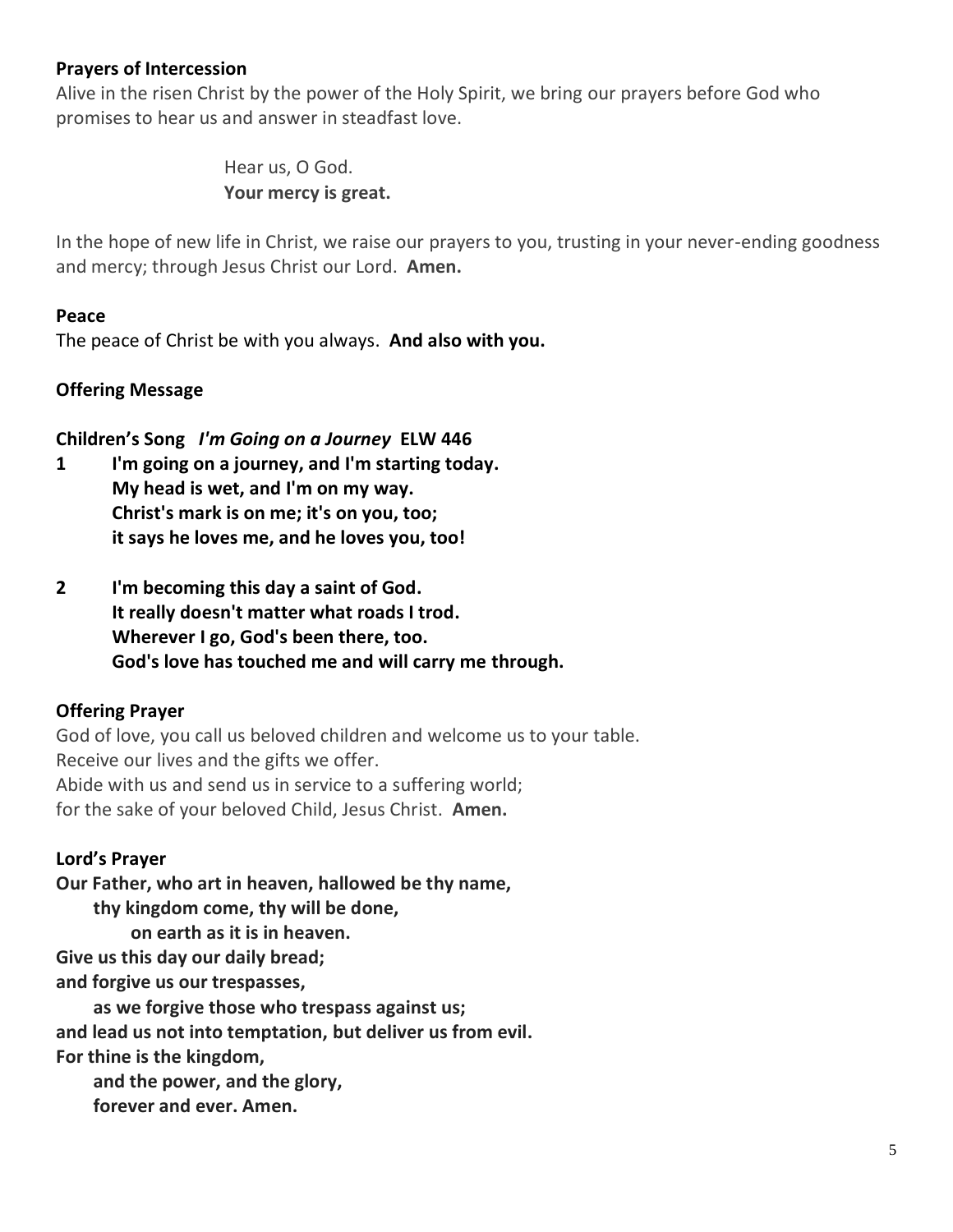**Prayers of Intercession**

Alive in the risen Christ by the power of the Holy Spirit, we bring our prayers before God who promises to hear us and answer in steadfast love.

Hear us, O God.
**Your mercy is great.**

In the hope of new life in Christ, we raise our prayers to you, trusting in your never-ending goodness and mercy; through Jesus Christ our Lord. **Amen.**

**Peace**

The peace of Christ be with you always. **And also with you.**

**Offering Message**

**Children's Song** ***I'm Going on a Journey*** **ELW 446**

**1 I'm going on a journey, and I'm starting today.
My head is wet, and I'm on my way.
Christ's mark is on me; it's on you, too;
it says he loves me, and he loves you, too!**

**2 I'm becoming this day a saint of God.
It really doesn't matter what roads I trod.
Wherever I go, God's been there, too.
God's love has touched me and will carry me through.**

**Offering Prayer**

God of love, you call us beloved children and welcome us to your table.
Receive our lives and the gifts we offer.
Abide with us and send us in service to a suffering world;
for the sake of your beloved Child, Jesus Christ. **Amen.**

**Lord's Prayer**

**Our Father, who art in heaven, hallowed be thy name,
thy kingdom come, thy will be done,
on earth as it is in heaven.
Give us this day our daily bread;
and forgive us our trespasses,
as we forgive those who trespass against us;
and lead us not into temptation, but deliver us from evil.
For thine is the kingdom,
and the power, and the glory,
forever and ever. Amen.**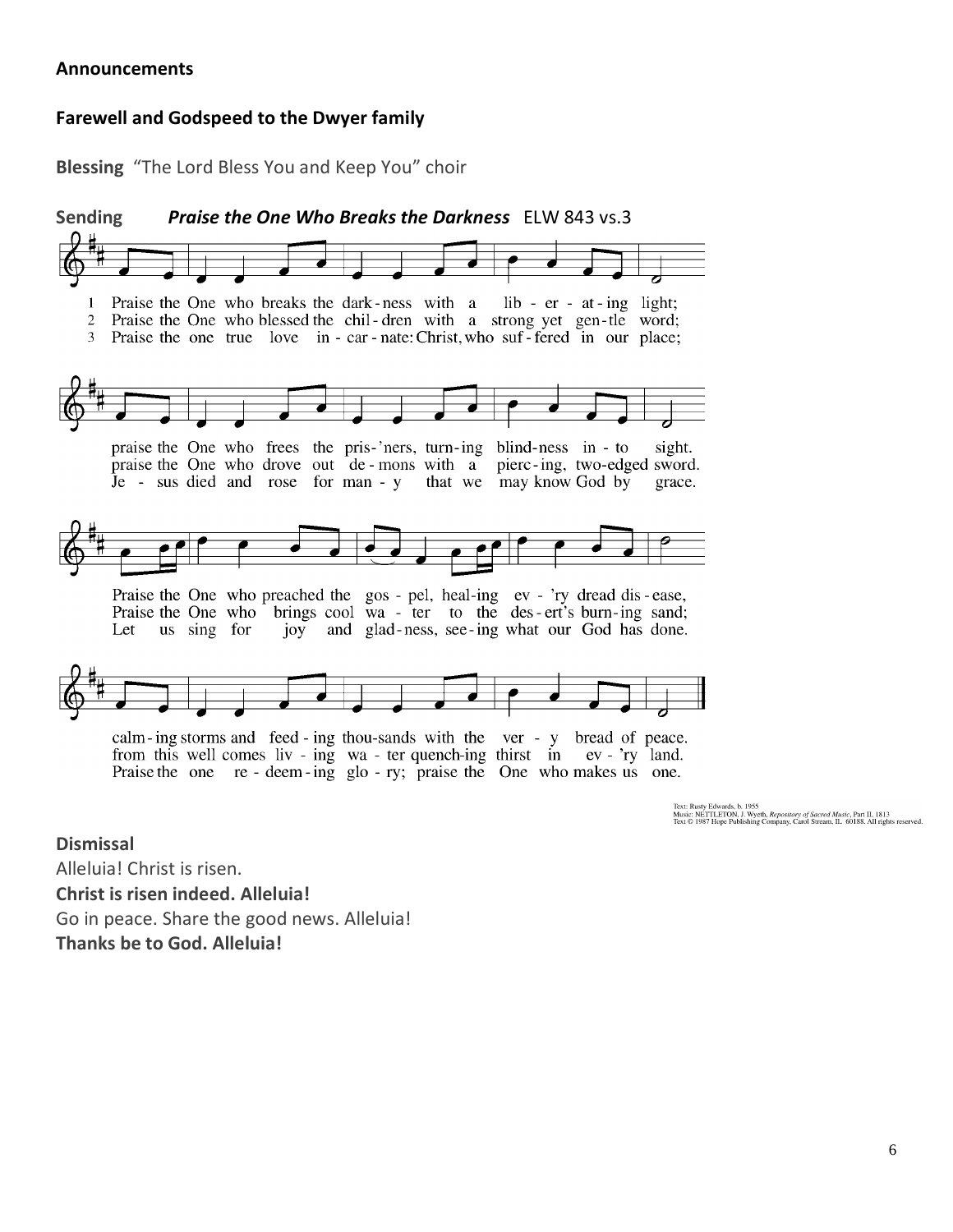**Announcements**

**Farewell and Godspeed to the Dwyer family**

**Blessing** "The Lord Bless You and Keep You" choir

**Sending** ***Praise the One Who Breaks the Darkness*** ELW 843 vs.3

1 Praise the One who breaks the dark-ness with a lib-er-at-ing light;
praise the One who frees the pris-'ners, turn-ing blind-ness in-to sight.
Praise the One who preached the gos-pel, heal-ing ev-'ry dread dis-ease,
calm-ing storms and feed-ing thou-sands with the ver-y bread of peace.

2 Praise the One who blessed the chil-dren with a strong yet gen-tle word;
praise the One who drove out de-mons with a pierc-ing, two-edged sword.
Praise the One who brings cool wa-ter to the des-ert's burn-ing sand;
from this well comes liv-ing wa-ter quench-ing thirst in ev-'ry land.

3 Praise the one true love in-car-nate: Christ, who suf-fered in our place;
Je-sus died and rose for man-y that we may know God by grace.
Let us sing for joy and glad-ness, see-ing what our God has done.
Praise the one re-deem-ing glo-ry; praise the One who makes us one.

Text: Rusty Edwards, b. 1955
Music: NETTLETON, J. Wyeth, *Repository of Sacred Music*, Part II, 1813
Text © 1987 Hope Publishing Company, Carol Stream, IL 60188. All rights reserved.

**Dismissal**

Alleluia! Christ is risen.

**Christ is risen indeed. Alleluia!**

Go in peace. Share the good news. Alleluia!

**Thanks be to God. Alleluia!**